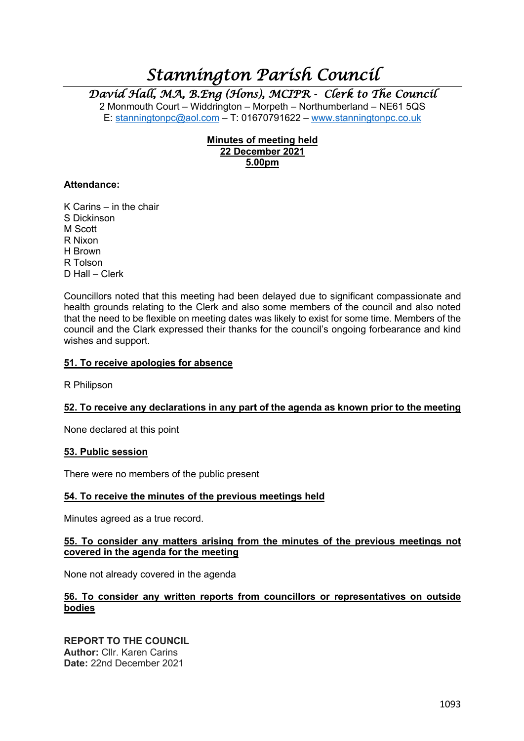# Stannington Parish Council

*David Hall, MA, B.Eng (Hons), MCIPR - Clerk to The Council*

2 Monmouth Court – Widdrington – Morpeth – Northumberland – NE61 5QS
E: stanningtonpc@aol.com – T: 01670791622 – www.stanningtonpc.co.uk

**Minutes of meeting held**
**22 December 2021**
**5.00pm**

**Attendance:**

K Carins – in the chair
S Dickinson
M Scott
R Nixon
H Brown
R Tolson
D Hall – Clerk

Councillors noted that this meeting had been delayed due to significant compassionate and health grounds relating to the Clerk and also some members of the council and also noted that the need to be flexible on meeting dates was likely to exist for some time. Members of the council and the Clark expressed their thanks for the council's ongoing forbearance and kind wishes and support.

## 51. To receive apologies for absence

R Philipson

## 52. To receive any declarations in any part of the agenda as known prior to the meeting

None declared at this point

## 53. Public session

There were no members of the public present

## 54. To receive the minutes of the previous meetings held

Minutes agreed as a true record.

## 55. To consider any matters arising from the minutes of the previous meetings not covered in the agenda for the meeting

None not already covered in the agenda

## 56. To consider any written reports from councillors or representatives on outside bodies

**REPORT TO THE COUNCIL**
**Author:** Cllr. Karen Carins
**Date:** 22nd December 2021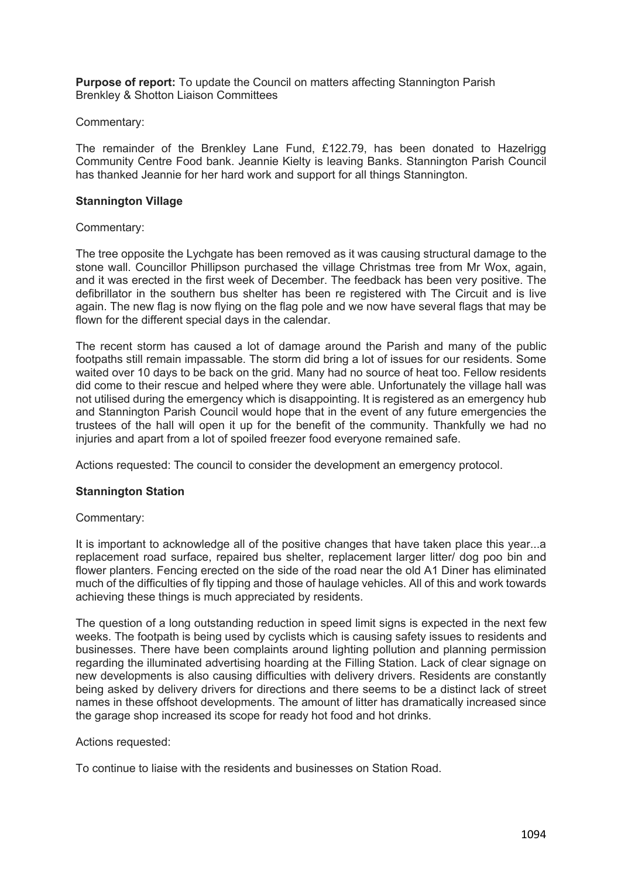**Purpose of report:** To update the Council on matters affecting Stannington Parish Brenkley & Shotton Liaison Committees

Commentary:

The remainder of the Brenkley Lane Fund, £122.79, has been donated to Hazelrigg Community Centre Food bank. Jeannie Kielty is leaving Banks. Stannington Parish Council has thanked Jeannie for her hard work and support for all things Stannington.

**Stannington Village**

Commentary:

The tree opposite the Lychgate has been removed as it was causing structural damage to the stone wall. Councillor Phillipson purchased the village Christmas tree from Mr Wox, again, and it was erected in the first week of December. The feedback has been very positive. The defibrillator in the southern bus shelter has been re registered with The Circuit and is live again. The new flag is now flying on the flag pole and we now have several flags that may be flown for the different special days in the calendar.

The recent storm has caused a lot of damage around the Parish and many of the public footpaths still remain impassable. The storm did bring a lot of issues for our residents. Some waited over 10 days to be back on the grid. Many had no source of heat too. Fellow residents did come to their rescue and helped where they were able. Unfortunately the village hall was not utilised during the emergency which is disappointing. It is registered as an emergency hub and Stannington Parish Council would hope that in the event of any future emergencies the trustees of the hall will open it up for the benefit of the community. Thankfully we had no injuries and apart from a lot of spoiled freezer food everyone remained safe.

Actions requested: The council to consider the development an emergency protocol.

**Stannington Station**

Commentary:

It is important to acknowledge all of the positive changes that have taken place this year...a replacement road surface, repaired bus shelter, replacement larger litter/ dog poo bin and flower planters. Fencing erected on the side of the road near the old A1 Diner has eliminated much of the difficulties of fly tipping and those of haulage vehicles. All of this and work towards achieving these things is much appreciated by residents.

The question of a long outstanding reduction in speed limit signs is expected in the next few weeks. The footpath is being used by cyclists which is causing safety issues to residents and businesses. There have been complaints around lighting pollution and planning permission regarding the illuminated advertising hoarding at the Filling Station. Lack of clear signage on new developments is also causing difficulties with delivery drivers. Residents are constantly being asked by delivery drivers for directions and there seems to be a distinct lack of street names in these offshoot developments. The amount of litter has dramatically increased since the garage shop increased its scope for ready hot food and hot drinks.

Actions requested:

To continue to liaise with the residents and businesses on Station Road.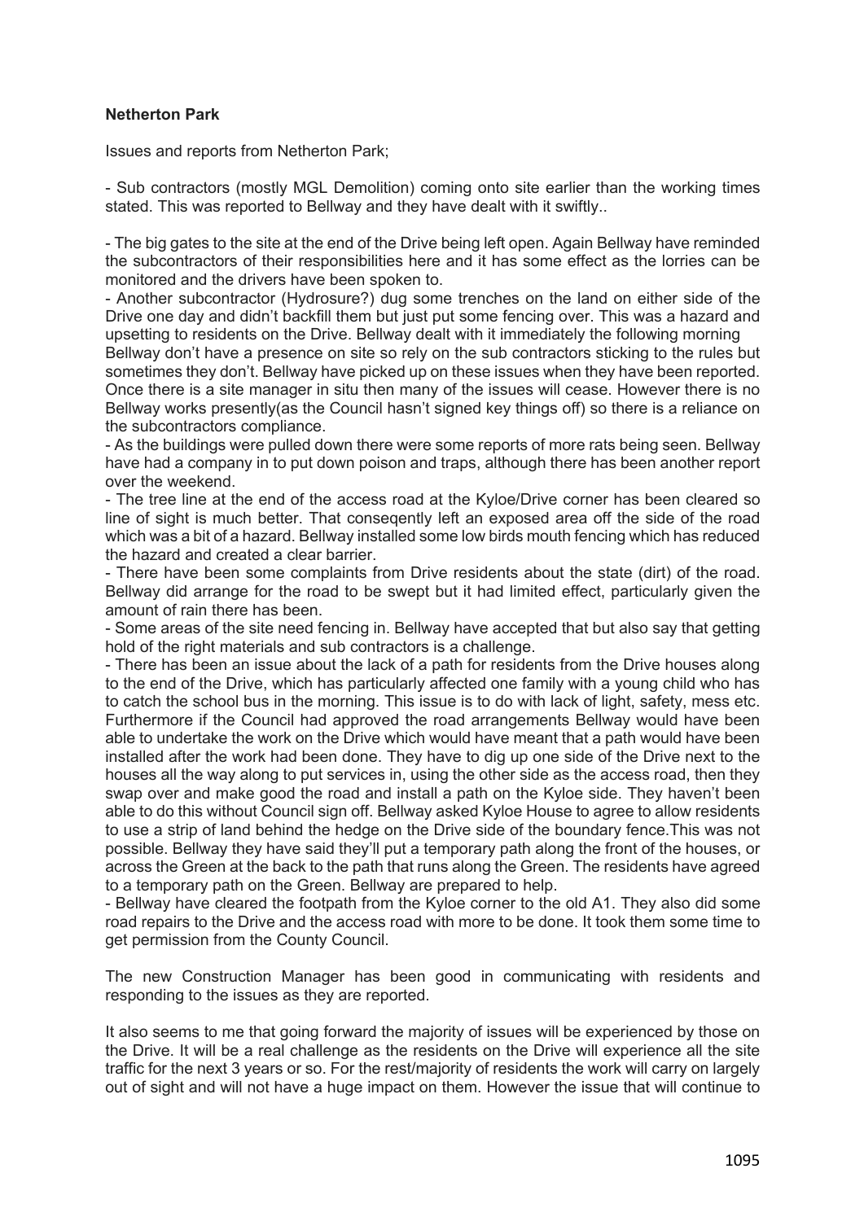**Netherton Park**

Issues and reports from Netherton Park;

- Sub contractors (mostly MGL Demolition) coming onto site earlier than the working times stated. This was reported to Bellway and they have dealt with it swiftly..

- The big gates to the site at the end of the Drive being left open. Again Bellway have reminded the subcontractors of their responsibilities here and it has some effect as the lorries can be monitored and the drivers have been spoken to.
- Another subcontractor (Hydrosure?) dug some trenches on the land on either side of the Drive one day and didn't backfill them but just put some fencing over. This was a hazard and upsetting to residents on the Drive. Bellway dealt with it immediately the following morning

Bellway don't have a presence on site so rely on the sub contractors sticking to the rules but sometimes they don't. Bellway have picked up on these issues when they have been reported. Once there is a site manager in situ then many of the issues will cease. However there is no Bellway works presently(as the Council hasn't signed key things off) so there is a reliance on the subcontractors compliance.

- As the buildings were pulled down there were some reports of more rats being seen. Bellway have had a company in to put down poison and traps, although there has been another report over the weekend.
- The tree line at the end of the access road at the Kyloe/Drive corner has been cleared so line of sight is much better. That conseqently left an exposed area off the side of the road which was a bit of a hazard. Bellway installed some low birds mouth fencing which has reduced the hazard and created a clear barrier.
- There have been some complaints from Drive residents about the state (dirt) of the road. Bellway did arrange for the road to be swept but it had limited effect, particularly given the amount of rain there has been.
- Some areas of the site need fencing in. Bellway have accepted that but also say that getting hold of the right materials and sub contractors is a challenge.
- There has been an issue about the lack of a path for residents from the Drive houses along to the end of the Drive, which has particularly affected one family with a young child who has to catch the school bus in the morning. This issue is to do with lack of light, safety, mess etc. Furthermore if the Council had approved the road arrangements Bellway would have been able to undertake the work on the Drive which would have meant that a path would have been installed after the work had been done. They have to dig up one side of the Drive next to the houses all the way along to put services in, using the other side as the access road, then they swap over and make good the road and install a path on the Kyloe side. They haven't been able to do this without Council sign off. Bellway asked Kyloe House to agree to allow residents to use a strip of land behind the hedge on the Drive side of the boundary fence.This was not possible. Bellway they have said they'll put a temporary path along the front of the houses, or across the Green at the back to the path that runs along the Green. The residents have agreed to a temporary path on the Green. Bellway are prepared to help.
- Bellway have cleared the footpath from the Kyloe corner to the old A1. They also did some road repairs to the Drive and the access road with more to be done. It took them some time to get permission from the County Council.

The new Construction Manager has been good in communicating with residents and responding to the issues as they are reported.

It also seems to me that going forward the majority of issues will be experienced by those on the Drive. It will be a real challenge as the residents on the Drive will experience all the site traffic for the next 3 years or so. For the rest/majority of residents the work will carry on largely out of sight and will not have a huge impact on them. However the issue that will continue to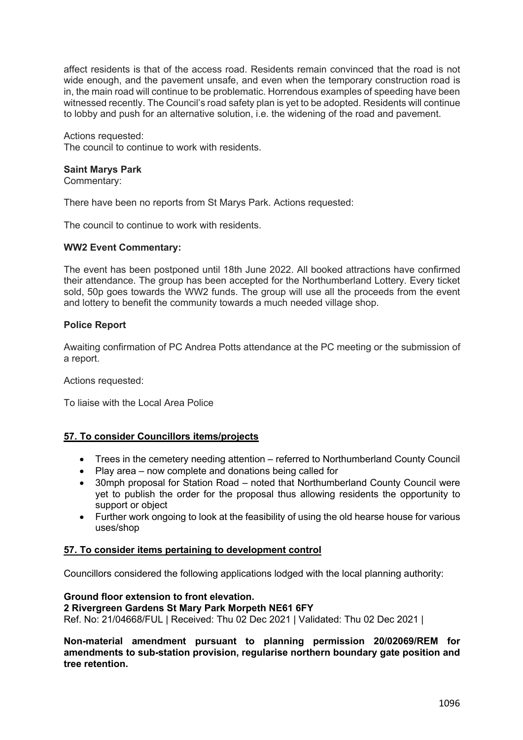affect residents is that of the access road. Residents remain convinced that the road is not wide enough, and the pavement unsafe, and even when the temporary construction road is in, the main road will continue to be problematic. Horrendous examples of speeding have been witnessed recently. The Council's road safety plan is yet to be adopted. Residents will continue to lobby and push for an alternative solution, i.e. the widening of the road and pavement.

Actions requested:
The council to continue to work with residents.

**Saint Marys Park**
Commentary:

There have been no reports from St Marys Park. Actions requested:

The council to continue to work with residents.

**WW2 Event Commentary:**

The event has been postponed until 18th June 2022. All booked attractions have confirmed their attendance. The group has been accepted for the Northumberland Lottery. Every ticket sold, 50p goes towards the WW2 funds. The group will use all the proceeds from the event and lottery to benefit the community towards a much needed village shop.

**Police Report**

Awaiting confirmation of PC Andrea Potts attendance at the PC meeting or the submission of a report.

Actions requested:

To liaise with the Local Area Police

## 57. To consider Councillors items/projects

- Trees in the cemetery needing attention – referred to Northumberland County Council
- Play area – now complete and donations being called for
- 30mph proposal for Station Road – noted that Northumberland County Council were yet to publish the order for the proposal thus allowing residents the opportunity to support or object
- Further work ongoing to look at the feasibility of using the old hearse house for various uses/shop

## 57. To consider items pertaining to development control

Councillors considered the following applications lodged with the local planning authority:

**Ground floor extension to front elevation.**
**2 Rivergreen Gardens St Mary Park Morpeth NE61 6FY**
Ref. No: 21/04668/FUL | Received: Thu 02 Dec 2021 | Validated: Thu 02 Dec 2021 |

**Non-material amendment pursuant to planning permission 20/02069/REM for amendments to sub-station provision, regularise northern boundary gate position and tree retention.**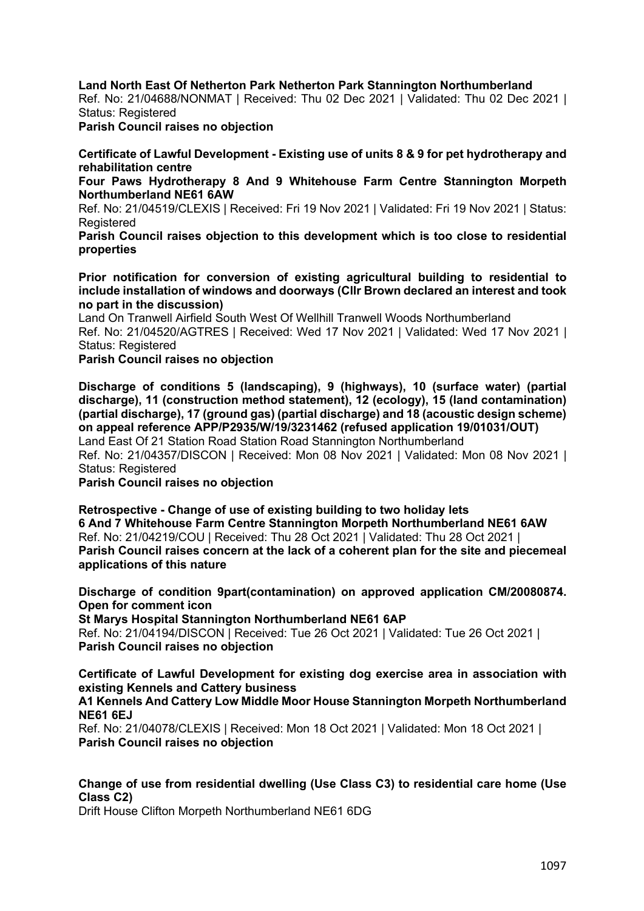**Land North East Of Netherton Park Netherton Park Stannington Northumberland**
Ref. No: 21/04688/NONMAT | Received: Thu 02 Dec 2021 | Validated: Thu 02 Dec 2021 | Status: Registered
**Parish Council raises no objection**

**Certificate of Lawful Development - Existing use of units 8 & 9 for pet hydrotherapy and rehabilitation centre**
**Four Paws Hydrotherapy 8 And 9 Whitehouse Farm Centre Stannington Morpeth Northumberland NE61 6AW**
Ref. No: 21/04519/CLEXIS | Received: Fri 19 Nov 2021 | Validated: Fri 19 Nov 2021 | Status: Registered
**Parish Council raises objection to this development which is too close to residential properties**

**Prior notification for conversion of existing agricultural building to residential to include installation of windows and doorways (Cllr Brown declared an interest and took no part in the discussion)**
Land On Tranwell Airfield South West Of Wellhill Tranwell Woods Northumberland
Ref. No: 21/04520/AGTRES | Received: Wed 17 Nov 2021 | Validated: Wed 17 Nov 2021 | Status: Registered
**Parish Council raises no objection**

**Discharge of conditions 5 (landscaping), 9 (highways), 10 (surface water) (partial discharge), 11 (construction method statement), 12 (ecology), 15 (land contamination) (partial discharge), 17 (ground gas) (partial discharge) and 18 (acoustic design scheme) on appeal reference APP/P2935/W/19/3231462 (refused application 19/01031/OUT)**
Land East Of 21 Station Road Station Road Stannington Northumberland
Ref. No: 21/04357/DISCON | Received: Mon 08 Nov 2021 | Validated: Mon 08 Nov 2021 | Status: Registered
**Parish Council raises no objection**

**Retrospective - Change of use of existing building to two holiday lets**
**6 And 7 Whitehouse Farm Centre Stannington Morpeth Northumberland NE61 6AW**
Ref. No: 21/04219/COU | Received: Thu 28 Oct 2021 | Validated: Thu 28 Oct 2021 |
**Parish Council raises concern at the lack of a coherent plan for the site and piecemeal applications of this nature**

**Discharge of condition 9part(contamination) on approved application CM/20080874. Open for comment icon**
**St Marys Hospital Stannington Northumberland NE61 6AP**
Ref. No: 21/04194/DISCON | Received: Tue 26 Oct 2021 | Validated: Tue 26 Oct 2021 |
**Parish Council raises no objection**

**Certificate of Lawful Development for existing dog exercise area in association with existing Kennels and Cattery business**
**A1 Kennels And Cattery Low Middle Moor House Stannington Morpeth Northumberland NE61 6EJ**
Ref. No: 21/04078/CLEXIS | Received: Mon 18 Oct 2021 | Validated: Mon 18 Oct 2021 |
**Parish Council raises no objection**

**Change of use from residential dwelling (Use Class C3) to residential care home (Use Class C2)**
Drift House Clifton Morpeth Northumberland NE61 6DG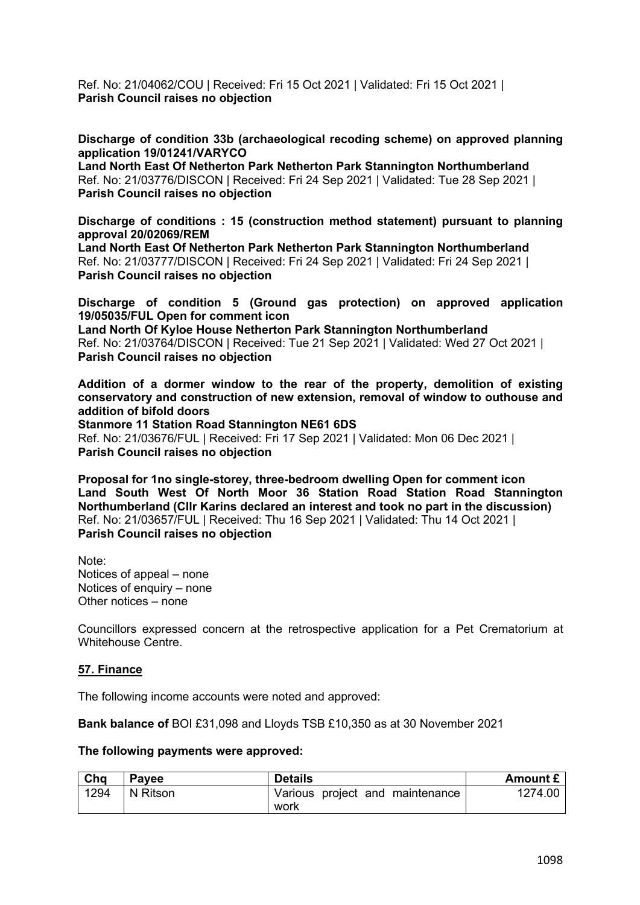Ref. No: 21/04062/COU | Received: Fri 15 Oct 2021 | Validated: Fri 15 Oct 2021 |
**Parish Council raises no objection**

**Discharge of condition 33b (archaeological recoding scheme) on approved planning application 19/01241/VARYCO**
**Land North East Of Netherton Park Netherton Park Stannington Northumberland**
Ref. No: 21/03776/DISCON | Received: Fri 24 Sep 2021 | Validated: Tue 28 Sep 2021 |
**Parish Council raises no objection**

**Discharge of conditions : 15 (construction method statement) pursuant to planning approval 20/02069/REM**
**Land North East Of Netherton Park Netherton Park Stannington Northumberland**
Ref. No: 21/03777/DISCON | Received: Fri 24 Sep 2021 | Validated: Fri 24 Sep 2021 |
**Parish Council raises no objection**

**Discharge of condition 5 (Ground gas protection) on approved application 19/05035/FUL Open for comment icon**
**Land North Of Kyloe House Netherton Park Stannington Northumberland**
Ref. No: 21/03764/DISCON | Received: Tue 21 Sep 2021 | Validated: Wed 27 Oct 2021 |
**Parish Council raises no objection**

**Addition of a dormer window to the rear of the property, demolition of existing conservatory and construction of new extension, removal of window to outhouse and addition of bifold doors**
**Stanmore 11 Station Road Stannington NE61 6DS**
Ref. No: 21/03676/FUL | Received: Fri 17 Sep 2021 | Validated: Mon 06 Dec 2021 |
**Parish Council raises no objection**

**Proposal for 1no single-storey, three-bedroom dwelling Open for comment icon**
**Land South West Of North Moor 36 Station Road Station Road Stannington Northumberland (Cllr Karins declared an interest and took no part in the discussion)**
Ref. No: 21/03657/FUL | Received: Thu 16 Sep 2021 | Validated: Thu 14 Oct 2021 |
**Parish Council raises no objection**

Note:
Notices of appeal – none
Notices of enquiry – none
Other notices – none

Councillors expressed concern at the retrospective application for a Pet Crematorium at Whitehouse Centre.

## 57. Finance

The following income accounts were noted and approved:

**Bank balance of** BOI £31,098 and Lloyds TSB £10,350 as at 30 November 2021

**The following payments were approved:**

| Chq | Payee | Details | Amount £ |
|---|---|---|---|
| 1294 | N Ritson | Various project and maintenance work | 1274.00 |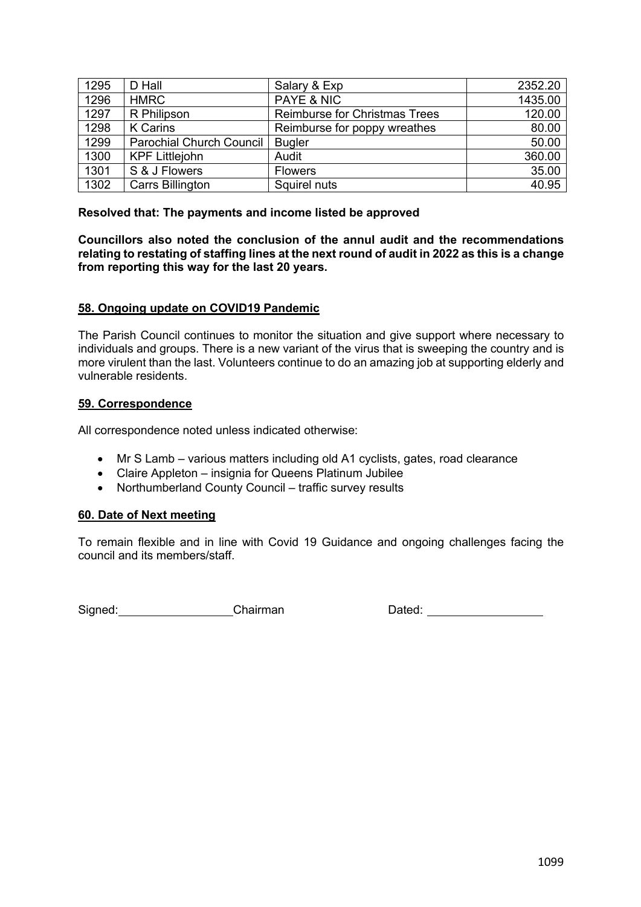| | | | |
|---|---|---|---|
| 1295 | D Hall | Salary & Exp | 2352.20 |
| 1296 | HMRC | PAYE & NIC | 1435.00 |
| 1297 | R Philipson | Reimburse for Christmas Trees | 120.00 |
| 1298 | K Carins | Reimburse for poppy wreathes | 80.00 |
| 1299 | Parochial Church Council | Bugler | 50.00 |
| 1300 | KPF Littlejohn | Audit | 360.00 |
| 1301 | S & J Flowers | Flowers | 35.00 |
| 1302 | Carrs Billington | Squirel nuts | 40.95 |

**Resolved that: The payments and income listed be approved**

**Councillors also noted the conclusion of the annul audit and the recommendations relating to restating of staffing lines at the next round of audit in 2022 as this is a change from reporting this way for the last 20 years.**

## 58. Ongoing update on COVID19 Pandemic

The Parish Council continues to monitor the situation and give support where necessary to individuals and groups. There is a new variant of the virus that is sweeping the country and is more virulent than the last. Volunteers continue to do an amazing job at supporting elderly and vulnerable residents.

## 59. Correspondence

All correspondence noted unless indicated otherwise:

- Mr S Lamb – various matters including old A1 cyclists, gates, road clearance
- Claire Appleton – insignia for Queens Platinum Jubilee
- Northumberland County Council – traffic survey results

## 60. Date of Next meeting

To remain flexible and in line with Covid 19 Guidance and ongoing challenges facing the council and its members/staff.

Signed: ________________ Chairman          Dated: ________________